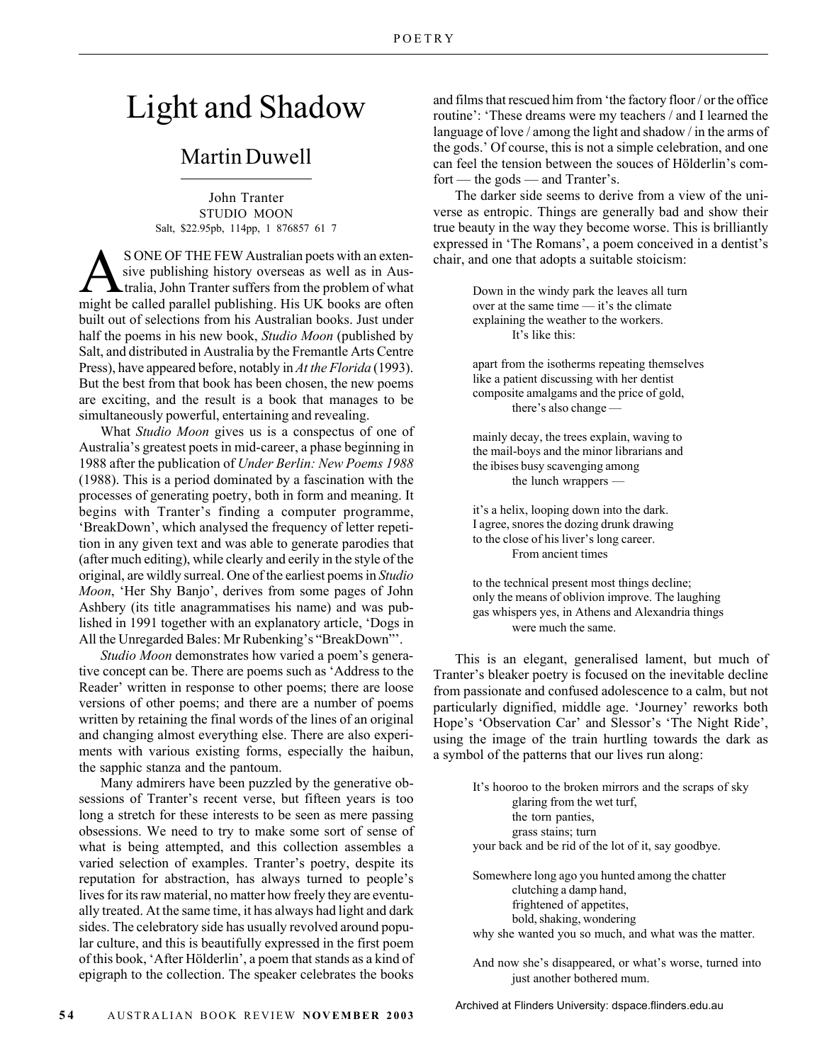# Light and Shadow

## Martin Duwell

John Tranter
STUDIO MOON
Salt, $22.95pb, 114pp, 1 876857 61 7

AS ONE OF THE FEW Australian poets with an extensive publishing history overseas as well as in Australia, John Tranter suffers from the problem of what might be called parallel publishing. His UK books are often built out of selections from his Australian books. Just under half the poems in his new book, *Studio Moon* (published by Salt, and distributed in Australia by the Fremantle Arts Centre Press), have appeared before, notably in *At the Florida* (1993). But the best from that book has been chosen, the new poems are exciting, and the result is a book that manages to be simultaneously powerful, entertaining and revealing.

What *Studio Moon* gives us is a conspectus of one of Australia's greatest poets in mid-career, a phase beginning in 1988 after the publication of *Under Berlin: New Poems 1988* (1988). This is a period dominated by a fascination with the processes of generating poetry, both in form and meaning. It begins with Tranter's finding a computer programme, 'BreakDown', which analysed the frequency of letter repetition in any given text and was able to generate parodies that (after much editing), while clearly and eerily in the style of the original, are wildly surreal. One of the earliest poems in *Studio Moon*, 'Her Shy Banjo', derives from some pages of John Ashbery (its title anagrammatises his name) and was published in 1991 together with an explanatory article, 'Dogs in All the Unregarded Bales: Mr Rubenking's "BreakDown"'.

*Studio Moon* demonstrates how varied a poem's generative concept can be. There are poems such as 'Address to the Reader' written in response to other poems; there are loose versions of other poems; and there are a number of poems written by retaining the final words of the lines of an original and changing almost everything else. There are also experiments with various existing forms, especially the haibun, the sapphic stanza and the pantoum.

Many admirers have been puzzled by the generative obsessions of Tranter's recent verse, but fifteen years is too long a stretch for these interests to be seen as mere passing obsessions. We need to try to make some sort of sense of what is being attempted, and this collection assembles a varied selection of examples. Tranter's poetry, despite its reputation for abstraction, has always turned to people's lives for its raw material, no matter how freely they are eventually treated. At the same time, it has always had light and dark sides. The celebratory side has usually revolved around popular culture, and this is beautifully expressed in the first poem of this book, 'After Hölderlin', a poem that stands as a kind of epigraph to the collection. The speaker celebrates the books and films that rescued him from 'the factory floor / or the office routine': 'These dreams were my teachers / and I learned the language of love / among the light and shadow / in the arms of the gods.' Of course, this is not a simple celebration, and one can feel the tension between the souces of Hölderlin's comfort — the gods — and Tranter's.

The darker side seems to derive from a view of the universe as entropic. Things are generally bad and show their true beauty in the way they become worse. This is brilliantly expressed in 'The Romans', a poem conceived in a dentist's chair, and one that adopts a suitable stoicism:

> Down in the windy park the leaves all turn
> over at the same time — it's the climate
> explaining the weather to the workers.
>     It's like this:
>
> apart from the isotherms repeating themselves
> like a patient discussing with her dentist
> composite amalgams and the price of gold,
>     there's also change —
>
> mainly decay, the trees explain, waving to
> the mail-boys and the minor librarians and
> the ibises busy scavenging among
>     the lunch wrappers —
>
> it's a helix, looping down into the dark.
> I agree, snores the dozing drunk drawing
> to the close of his liver's long career.
>     From ancient times
>
> to the technical present most things decline;
> only the means of oblivion improve. The laughing
> gas whispers yes, in Athens and Alexandria things
>     were much the same.

This is an elegant, generalised lament, but much of Tranter's bleaker poetry is focused on the inevitable decline from passionate and confused adolescence to a calm, but not particularly dignified, middle age. 'Journey' reworks both Hope's 'Observation Car' and Slessor's 'The Night Ride', using the image of the train hurtling towards the dark as a symbol of the patterns that our lives run along:

> It's hooroo to the broken mirrors and the scraps of sky
>     glaring from the wet turf,
>     the torn panties,
>     grass stains; turn
> your back and be rid of the lot of it, say goodbye.
>
> Somewhere long ago you hunted among the chatter
>     clutching a damp hand,
>     frightened of appetites,
>     bold, shaking, wondering
> why she wanted you so much, and what was the matter.
>
> And now she's disappeared, or what's worse, turned into
>     just another bothered mum.

Archived at Flinders University: dspace.flinders.edu.au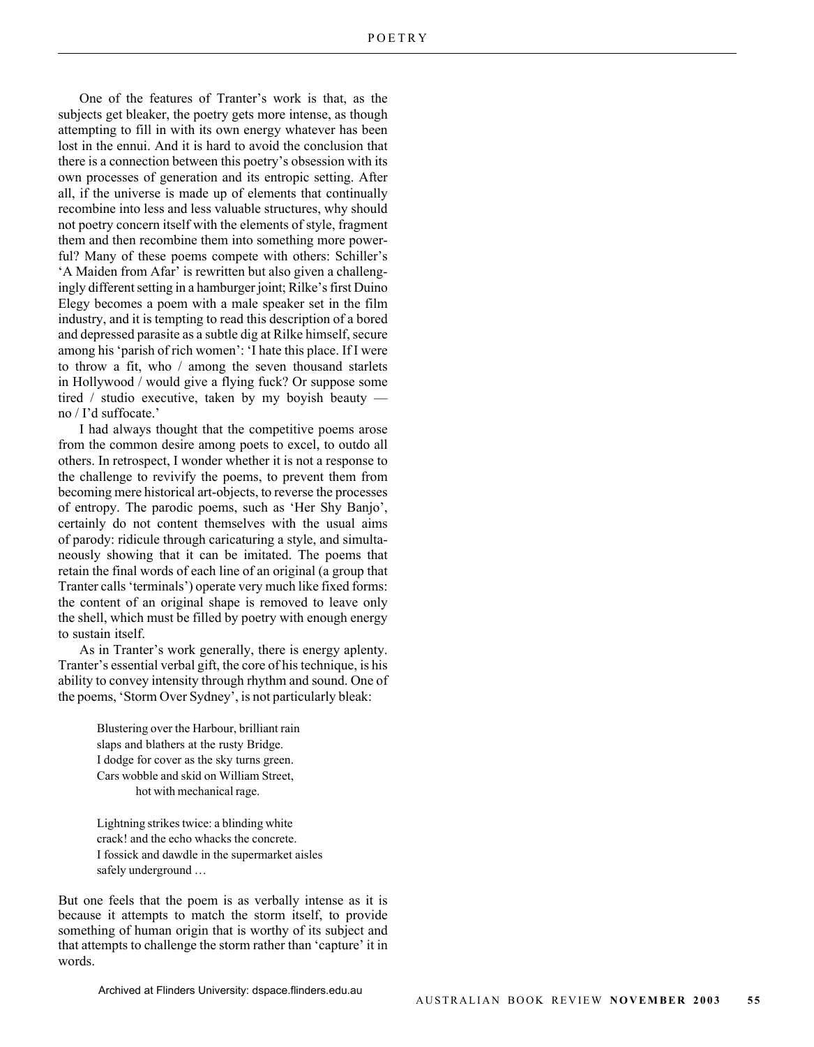One of the features of Tranter's work is that, as the subjects get bleaker, the poetry gets more intense, as though attempting to fill in with its own energy whatever has been lost in the ennui. And it is hard to avoid the conclusion that there is a connection between this poetry's obsession with its own processes of generation and its entropic setting. After all, if the universe is made up of elements that continually recombine into less and less valuable structures, why should not poetry concern itself with the elements of style, fragment them and then recombine them into something more powerful? Many of these poems compete with others: Schiller's 'A Maiden from Afar' is rewritten but also given a challengingly different setting in a hamburger joint; Rilke's first Duino Elegy becomes a poem with a male speaker set in the film industry, and it is tempting to read this description of a bored and depressed parasite as a subtle dig at Rilke himself, secure among his 'parish of rich women': 'I hate this place. If I were to throw a fit, who / among the seven thousand starlets in Hollywood / would give a flying fuck? Or suppose some tired / studio executive, taken by my boyish beauty — no / I'd suffocate.'

I had always thought that the competitive poems arose from the common desire among poets to excel, to outdo all others. In retrospect, I wonder whether it is not a response to the challenge to revivify the poems, to prevent them from becoming mere historical art-objects, to reverse the processes of entropy. The parodic poems, such as 'Her Shy Banjo', certainly do not content themselves with the usual aims of parody: ridicule through caricaturing a style, and simultaneously showing that it can be imitated. The poems that retain the final words of each line of an original (a group that Tranter calls 'terminals') operate very much like fixed forms: the content of an original shape is removed to leave only the shell, which must be filled by poetry with enough energy to sustain itself.

As in Tranter's work generally, there is energy aplenty. Tranter's essential verbal gift, the core of his technique, is his ability to convey intensity through rhythm and sound. One of the poems, 'Storm Over Sydney', is not particularly bleak:

> Blustering over the Harbour, brilliant rain
> slaps and blathers at the rusty Bridge.
> I dodge for cover as the sky turns green.
> Cars wobble and skid on William Street,
>     hot with mechanical rage.
>
> Lightning strikes twice: a blinding white
> crack! and the echo whacks the concrete.
> I fossick and dawdle in the supermarket aisles
> safely underground …

But one feels that the poem is as verbally intense as it is because it attempts to match the storm itself, to provide something of human origin that is worthy of its subject and that attempts to challenge the storm rather than 'capture' it in words.

Archived at Flinders University: dspace.flinders.edu.au